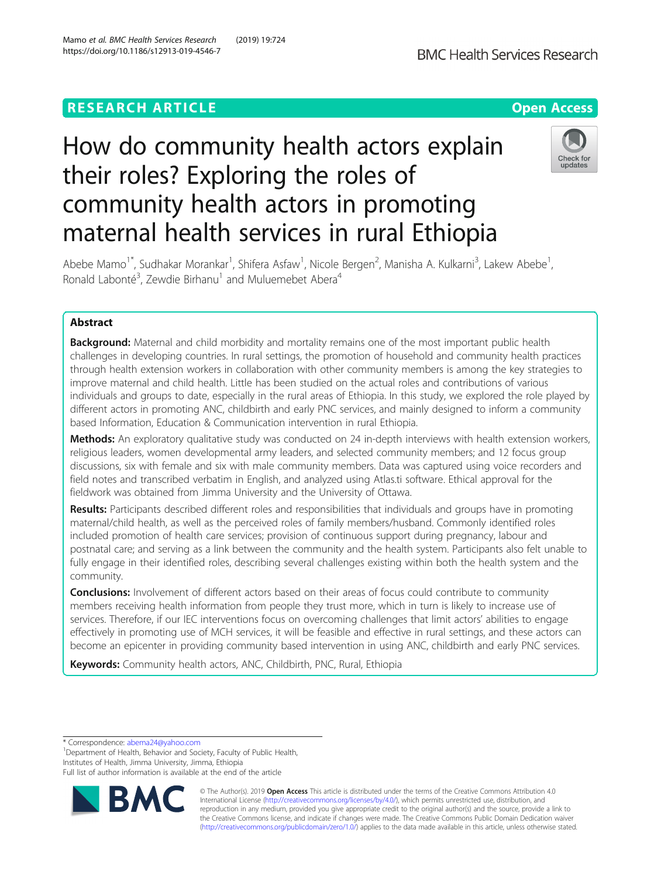RESEARCH ARTICLE

Open Access

# How do community health actors explain their roles? Exploring the roles of community health actors in promoting maternal health services in rural Ethiopia

Abebe Mamo[1*], Sudhakar Morankar[1], Shifera Asfaw[1], Nicole Bergen[2], Manisha A. Kulkarni[3], Lakew Abebe[1], Ronald Labonté[3], Zewdie Birhanu[1] and Muluemebet Abera[4]

## Abstract

**Background:** Maternal and child morbidity and mortality remains one of the most important public health challenges in developing countries. In rural settings, the promotion of household and community health practices through health extension workers in collaboration with other community members is among the key strategies to improve maternal and child health. Little has been studied on the actual roles and contributions of various individuals and groups to date, especially in the rural areas of Ethiopia. In this study, we explored the role played by different actors in promoting ANC, childbirth and early PNC services, and mainly designed to inform a community based Information, Education & Communication intervention in rural Ethiopia.

**Methods:** An exploratory qualitative study was conducted on 24 in-depth interviews with health extension workers, religious leaders, women developmental army leaders, and selected community members; and 12 focus group discussions, six with female and six with male community members. Data was captured using voice recorders and field notes and transcribed verbatim in English, and analyzed using Atlas.ti software. Ethical approval for the fieldwork was obtained from Jimma University and the University of Ottawa.

**Results:** Participants described different roles and responsibilities that individuals and groups have in promoting maternal/child health, as well as the perceived roles of family members/husband. Commonly identified roles included promotion of health care services; provision of continuous support during pregnancy, labour and postnatal care; and serving as a link between the community and the health system. Participants also felt unable to fully engage in their identified roles, describing several challenges existing within both the health system and the community.

**Conclusions:** Involvement of different actors based on their areas of focus could contribute to community members receiving health information from people they trust more, which in turn is likely to increase use of services. Therefore, if our IEC interventions focus on overcoming challenges that limit actors' abilities to engage effectively in promoting use of MCH services, it will be feasible and effective in rural settings, and these actors can become an epicenter in providing community based intervention in using ANC, childbirth and early PNC services.

**Keywords:** Community health actors, ANC, Childbirth, PNC, Rural, Ethiopia

---

* Correspondence: abema24@yahoo.com
[1]Department of Health, Behavior and Society, Faculty of Public Health, Institutes of Health, Jimma University, Jimma, Ethiopia
Full list of author information is available at the end of the article

© The Author(s). 2019 **Open Access** This article is distributed under the terms of the Creative Commons Attribution 4.0 International License (http://creativecommons.org/licenses/by/4.0/), which permits unrestricted use, distribution, and reproduction in any medium, provided you give appropriate credit to the original author(s) and the source, provide a link to the Creative Commons license, and indicate if changes were made. The Creative Commons Public Domain Dedication waiver (http://creativecommons.org/publicdomain/zero/1.0/) applies to the data made available in this article, unless otherwise stated.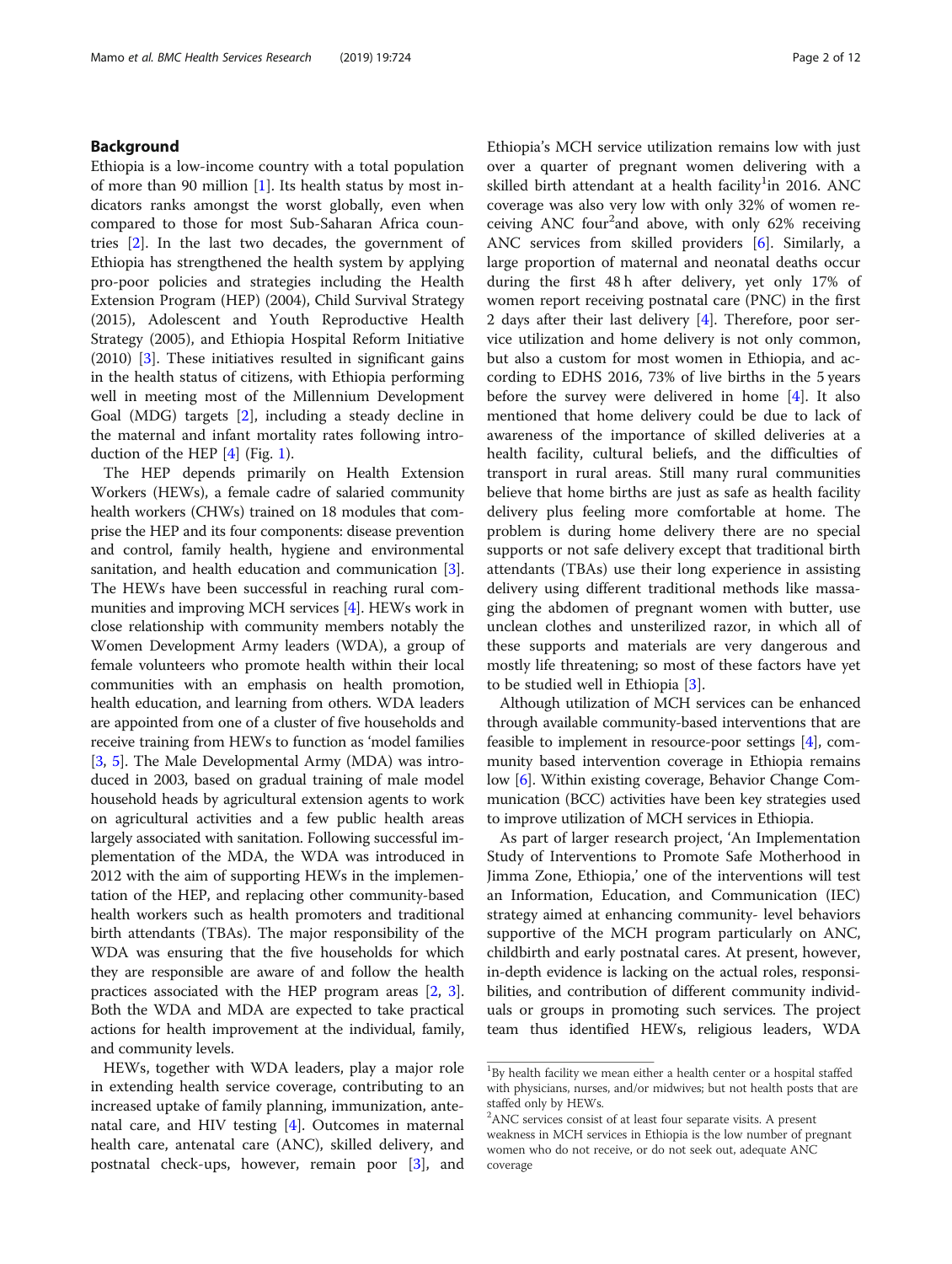## Background

Ethiopia is a low-income country with a total population of more than 90 million [1]. Its health status by most indicators ranks amongst the worst globally, even when compared to those for most Sub-Saharan Africa countries [2]. In the last two decades, the government of Ethiopia has strengthened the health system by applying pro-poor policies and strategies including the Health Extension Program (HEP) (2004), Child Survival Strategy (2015), Adolescent and Youth Reproductive Health Strategy (2005), and Ethiopia Hospital Reform Initiative (2010) [3]. These initiatives resulted in significant gains in the health status of citizens, with Ethiopia performing well in meeting most of the Millennium Development Goal (MDG) targets [2], including a steady decline in the maternal and infant mortality rates following introduction of the HEP [4] (Fig. 1).

The HEP depends primarily on Health Extension Workers (HEWs), a female cadre of salaried community health workers (CHWs) trained on 18 modules that comprise the HEP and its four components: disease prevention and control, family health, hygiene and environmental sanitation, and health education and communication [3]. The HEWs have been successful in reaching rural communities and improving MCH services [4]. HEWs work in close relationship with community members notably the Women Development Army leaders (WDA), a group of female volunteers who promote health within their local communities with an emphasis on health promotion, health education, and learning from others. WDA leaders are appointed from one of a cluster of five households and receive training from HEWs to function as 'model families [3, 5]. The Male Developmental Army (MDA) was introduced in 2003, based on gradual training of male model household heads by agricultural extension agents to work on agricultural activities and a few public health areas largely associated with sanitation. Following successful implementation of the MDA, the WDA was introduced in 2012 with the aim of supporting HEWs in the implementation of the HEP, and replacing other community-based health workers such as health promoters and traditional birth attendants (TBAs). The major responsibility of the WDA was ensuring that the five households for which they are responsible are aware of and follow the health practices associated with the HEP program areas [2, 3]. Both the WDA and MDA are expected to take practical actions for health improvement at the individual, family, and community levels.

HEWs, together with WDA leaders, play a major role in extending health service coverage, contributing to an increased uptake of family planning, immunization, antenatal care, and HIV testing [4]. Outcomes in maternal health care, antenatal care (ANC), skilled delivery, and postnatal check-ups, however, remain poor [3], and Ethiopia's MCH service utilization remains low with just over a quarter of pregnant women delivering with a skilled birth attendant at a health facility[1]in 2016. ANC coverage was also very low with only 32% of women receiving ANC four[2]and above, with only 62% receiving ANC services from skilled providers [6]. Similarly, a large proportion of maternal and neonatal deaths occur during the first 48 h after delivery, yet only 17% of women report receiving postnatal care (PNC) in the first 2 days after their last delivery [4]. Therefore, poor service utilization and home delivery is not only common, but also a custom for most women in Ethiopia, and according to EDHS 2016, 73% of live births in the 5 years before the survey were delivered in home [4]. It also mentioned that home delivery could be due to lack of awareness of the importance of skilled deliveries at a health facility, cultural beliefs, and the difficulties of transport in rural areas. Still many rural communities believe that home births are just as safe as health facility delivery plus feeling more comfortable at home. The problem is during home delivery there are no special supports or not safe delivery except that traditional birth attendants (TBAs) use their long experience in assisting delivery using different traditional methods like massaging the abdomen of pregnant women with butter, use unclean clothes and unsterilized razor, in which all of these supports and materials are very dangerous and mostly life threatening; so most of these factors have yet to be studied well in Ethiopia [3].

Although utilization of MCH services can be enhanced through available community-based interventions that are feasible to implement in resource-poor settings [4], community based intervention coverage in Ethiopia remains low [6]. Within existing coverage, Behavior Change Communication (BCC) activities have been key strategies used to improve utilization of MCH services in Ethiopia.

As part of larger research project, 'An Implementation Study of Interventions to Promote Safe Motherhood in Jimma Zone, Ethiopia,' one of the interventions will test an Information, Education, and Communication (IEC) strategy aimed at enhancing community- level behaviors supportive of the MCH program particularly on ANC, childbirth and early postnatal cares. At present, however, in-depth evidence is lacking on the actual roles, responsibilities, and contribution of different community individuals or groups in promoting such services. The project team thus identified HEWs, religious leaders, WDA

---

[1] By health facility we mean either a health center or a hospital staffed with physicians, nurses, and/or midwives; but not health posts that are staffed only by HEWs.

[2] ANC services consist of at least four separate visits. A present weakness in MCH services in Ethiopia is the low number of pregnant women who do not receive, or do not seek out, adequate ANC coverage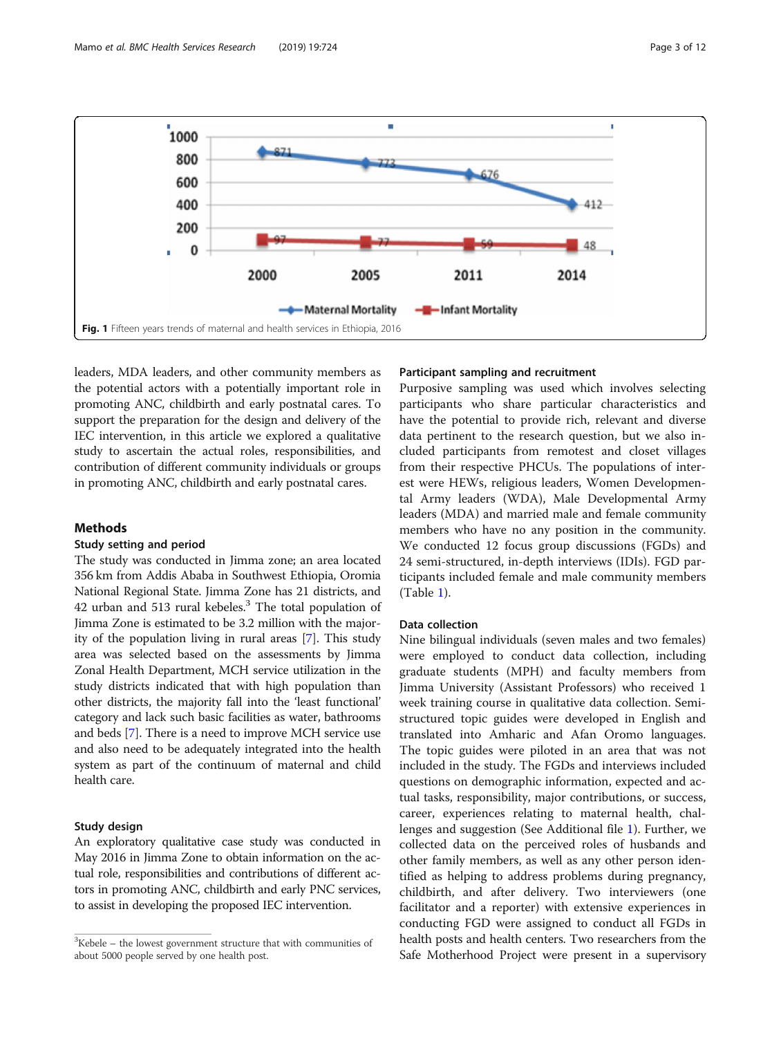Fig. 1 Fifteen years trends of maternal and health services in Ethiopia, 2016

leaders, MDA leaders, and other community members as the potential actors with a potentially important role in promoting ANC, childbirth and early postnatal cares. To support the preparation for the design and delivery of the IEC intervention, in this article we explored a qualitative study to ascertain the actual roles, responsibilities, and contribution of different community individuals or groups in promoting ANC, childbirth and early postnatal cares.

## Methods

### Study setting and period

The study was conducted in Jimma zone; an area located 356 km from Addis Ababa in Southwest Ethiopia, Oromia National Regional State. Jimma Zone has 21 districts, and 42 urban and 513 rural kebeles.[3] The total population of Jimma Zone is estimated to be 3.2 million with the majority of the population living in rural areas [7]. This study area was selected based on the assessments by Jimma Zonal Health Department, MCH service utilization in the study districts indicated that with high population than other districts, the majority fall into the 'least functional' category and lack such basic facilities as water, bathrooms and beds [7]. There is a need to improve MCH service use and also need to be adequately integrated into the health system as part of the continuum of maternal and child health care.

### Study design

An exploratory qualitative case study was conducted in May 2016 in Jimma Zone to obtain information on the actual role, responsibilities and contributions of different actors in promoting ANC, childbirth and early PNC services, to assist in developing the proposed IEC intervention.

[3]Kebele – the lowest government structure that with communities of about 5000 people served by one health post.

### Participant sampling and recruitment

Purposive sampling was used which involves selecting participants who share particular characteristics and have the potential to provide rich, relevant and diverse data pertinent to the research question, but we also included participants from remotest and closet villages from their respective PHCUs. The populations of interest were HEWs, religious leaders, Women Developmental Army leaders (WDA), Male Developmental Army leaders (MDA) and married male and female community members who have no any position in the community. We conducted 12 focus group discussions (FGDs) and 24 semi-structured, in-depth interviews (IDIs). FGD participants included female and male community members (Table 1).

### Data collection

Nine bilingual individuals (seven males and two females) were employed to conduct data collection, including graduate students (MPH) and faculty members from Jimma University (Assistant Professors) who received 1 week training course in qualitative data collection. Semi-structured topic guides were developed in English and translated into Amharic and Afan Oromo languages. The topic guides were piloted in an area that was not included in the study. The FGDs and interviews included questions on demographic information, expected and actual tasks, responsibility, major contributions, or success, career, experiences relating to maternal health, challenges and suggestion (See Additional file 1). Further, we collected data on the perceived roles of husbands and other family members, as well as any other person identified as helping to address problems during pregnancy, childbirth, and after delivery. Two interviewers (one facilitator and a reporter) with extensive experiences in conducting FGD were assigned to conduct all FGDs in health posts and health centers. Two researchers from the Safe Motherhood Project were present in a supervisory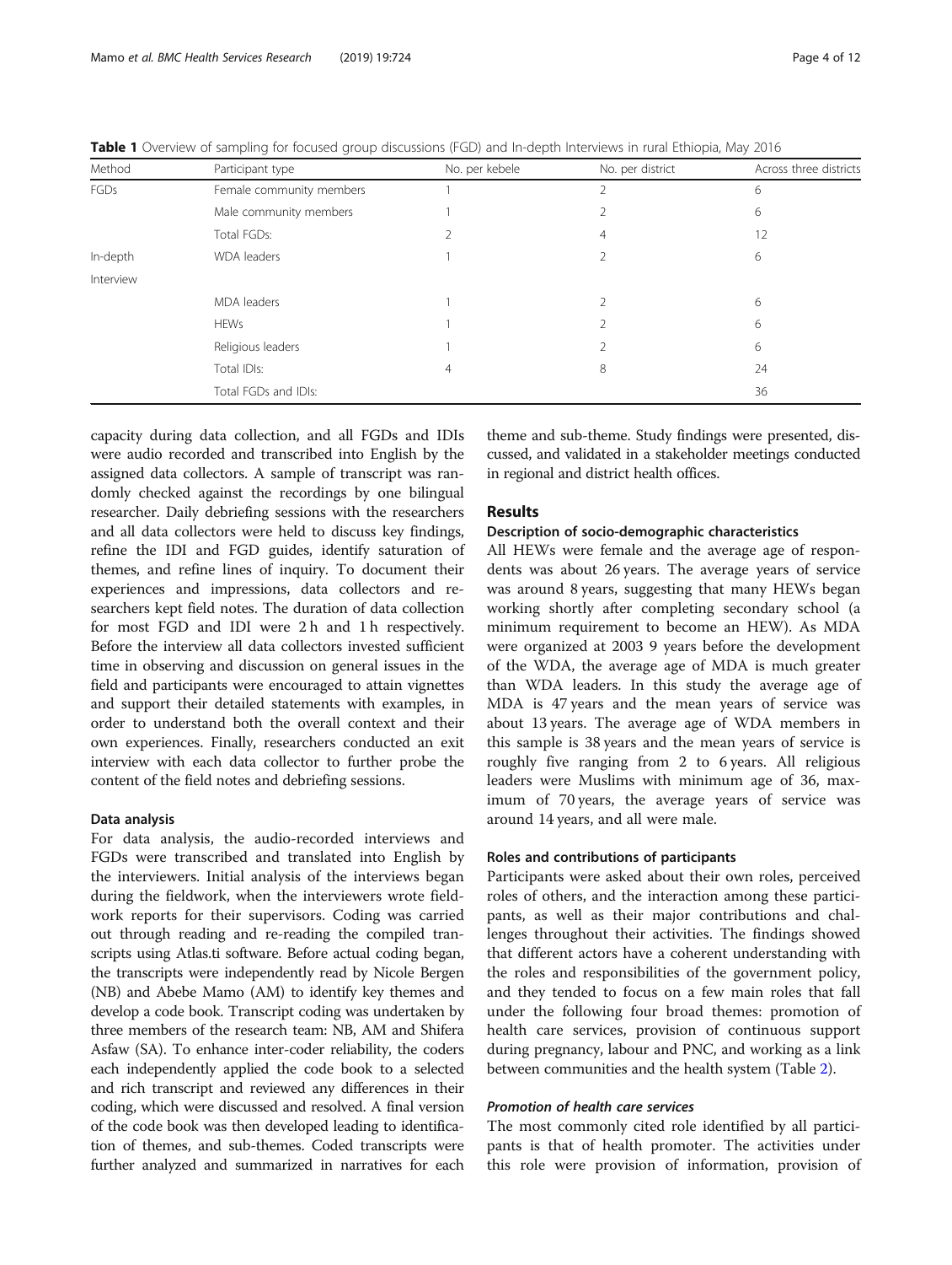**Table 1** Overview of sampling for focused group discussions (FGD) and In-depth Interviews in rural Ethiopia, May 2016

| Method | Participant type | No. per kebele | No. per district | Across three districts |
|---|---|---|---|---|
| FGDs | Female community members | 1 | 2 | 6 |
| | Male community members | 1 | 2 | 6 |
| | Total FGDs: | 2 | 4 | 12 |
| In-depth Interview | WDA leaders | 1 | 2 | 6 |
| | MDA leaders | 1 | 2 | 6 |
| | HEWs | 1 | 2 | 6 |
| | Religious leaders | 1 | 2 | 6 |
| | Total IDIs: | 4 | 8 | 24 |
| | Total FGDs and IDIs: | | | 36 |

capacity during data collection, and all FGDs and IDIs were audio recorded and transcribed into English by the assigned data collectors. A sample of transcript was randomly checked against the recordings by one bilingual researcher. Daily debriefing sessions with the researchers and all data collectors were held to discuss key findings, refine the IDI and FGD guides, identify saturation of themes, and refine lines of inquiry. To document their experiences and impressions, data collectors and researchers kept field notes. The duration of data collection for most FGD and IDI were 2 h and 1 h respectively. Before the interview all data collectors invested sufficient time in observing and discussion on general issues in the field and participants were encouraged to attain vignettes and support their detailed statements with examples, in order to understand both the overall context and their own experiences. Finally, researchers conducted an exit interview with each data collector to further probe the content of the field notes and debriefing sessions.

### Data analysis

For data analysis, the audio-recorded interviews and FGDs were transcribed and translated into English by the interviewers. Initial analysis of the interviews began during the fieldwork, when the interviewers wrote fieldwork reports for their supervisors. Coding was carried out through reading and re-reading the compiled transcripts using Atlas.ti software. Before actual coding began, the transcripts were independently read by Nicole Bergen (NB) and Abebe Mamo (AM) to identify key themes and develop a code book. Transcript coding was undertaken by three members of the research team: NB, AM and Shifera Asfaw (SA). To enhance inter-coder reliability, the coders each independently applied the code book to a selected and rich transcript and reviewed any differences in their coding, which were discussed and resolved. A final version of the code book was then developed leading to identification of themes, and sub-themes. Coded transcripts were further analyzed and summarized in narratives for each theme and sub-theme. Study findings were presented, discussed, and validated in a stakeholder meetings conducted in regional and district health offices.

## Results

### Description of socio-demographic characteristics

All HEWs were female and the average age of respondents was about 26 years. The average years of service was around 8 years, suggesting that many HEWs began working shortly after completing secondary school (a minimum requirement to become an HEW). As MDA were organized at 2003 9 years before the development of the WDA, the average age of MDA is much greater than WDA leaders. In this study the average age of MDA is 47 years and the mean years of service was about 13 years. The average age of WDA members in this sample is 38 years and the mean years of service is roughly five ranging from 2 to 6 years. All religious leaders were Muslims with minimum age of 36, maximum of 70 years, the average years of service was around 14 years, and all were male.

### Roles and contributions of participants

Participants were asked about their own roles, perceived roles of others, and the interaction among these participants, as well as their major contributions and challenges throughout their activities. The findings showed that different actors have a coherent understanding with the roles and responsibilities of the government policy, and they tended to focus on a few main roles that fall under the following four broad themes: promotion of health care services, provision of continuous support during pregnancy, labour and PNC, and working as a link between communities and the health system (Table 2).

#### *Promotion of health care services*

The most commonly cited role identified by all participants is that of health promoter. The activities under this role were provision of information, provision of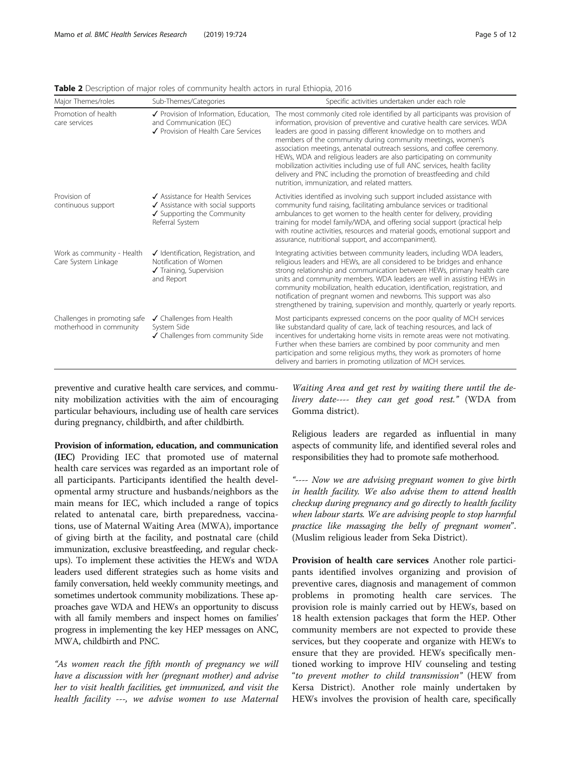**Table 2** Description of major roles of community health actors in rural Ethiopia, 2016

| Major Themes/roles | Sub-Themes/Categories | Specific activities undertaken under each role |
| --- | --- | --- |
| Promotion of health care services | ✓ Provision of Information, Education, and Communication (IEC)<br>✓ Provision of Health Care Services | The most commonly cited role identified by all participants was provision of information, provision of preventive and curative health care services. WDA leaders are good in passing different knowledge on to mothers and members of the community during community meetings, women's association meetings, antenatal outreach sessions, and coffee ceremony. HEWs, WDA and religious leaders are also participating on community mobilization activities including use of full ANC services, health facility delivery and PNC including the promotion of breastfeeding and child nutrition, immunization, and related matters. |
| Provision of continuous support | ✓ Assistance for Health Services<br>✓ Assistance with social supports<br>✓ Supporting the Community Referral System | Activities identified as involving such support included assistance with community fund raising, facilitating ambulance services or traditional ambulances to get women to the health center for delivery, providing training for model family/WDA, and offering social support (practical help with routine activities, resources and material goods, emotional support and assurance, nutritional support, and accompaniment). |
| Work as community - Health Care System Linkage | ✓ Identification, Registration, and Notification of Women<br>✓ Training, Supervision and Report | Integrating activities between community leaders, including WDA leaders, religious leaders and HEWs, are all considered to be bridges and enhance strong relationship and communication between HEWs, primary health care units and community members. WDA leaders are well in assisting HEWs in community mobilization, health education, identification, registration, and notification of pregnant women and newborns. This support was also strengthened by training, supervision and monthly, quarterly or yearly reports. |
| Challenges in promoting safe motherhood in community | ✓ Challenges from Health System Side<br>✓ Challenges from community Side | Most participants expressed concerns on the poor quality of MCH services like substandard quality of care, lack of teaching resources, and lack of incentives for undertaking home visits in remote areas were not motivating. Further when these barriers are combined by poor community and men participation and some religious myths, they work as promoters of home delivery and barriers in promoting utilization of MCH services. |

preventive and curative health care services, and community mobilization activities with the aim of encouraging particular behaviours, including use of health care services during pregnancy, childbirth, and after childbirth.

**Provision of information, education, and communication (IEC)** Providing IEC that promoted use of maternal health care services was regarded as an important role of all participants. Participants identified the health developmental army structure and husbands/neighbors as the main means for IEC, which included a range of topics related to antenatal care, birth preparedness, vaccinations, use of Maternal Waiting Area (MWA), importance of giving birth at the facility, and postnatal care (child immunization, exclusive breastfeeding, and regular checkups). To implement these activities the HEWs and WDA leaders used different strategies such as home visits and family conversation, held weekly community meetings, and sometimes undertook community mobilizations. These approaches gave WDA and HEWs an opportunity to discuss with all family members and inspect homes on families' progress in implementing the key HEP messages on ANC, MWA, childbirth and PNC.

*"As women reach the fifth month of pregnancy we will have a discussion with her (pregnant mother) and advise her to visit health facilities, get immunized, and visit the health facility ---, we advise women to use Maternal Waiting Area and get rest by waiting there until the delivery date---- they can get good rest."* (WDA from Gomma district).

Religious leaders are regarded as influential in many aspects of community life, and identified several roles and responsibilities they had to promote safe motherhood.

*"---- Now we are advising pregnant women to give birth in health facility. We also advise them to attend health checkup during pregnancy and go directly to health facility when labour starts. We are advising people to stop harmful practice like massaging the belly of pregnant women"*. (Muslim religious leader from Seka District).

**Provision of health care services** Another role participants identified involves organizing and provision of preventive cares, diagnosis and management of common problems in promoting health care services. The provision role is mainly carried out by HEWs, based on 18 health extension packages that form the HEP. Other community members are not expected to provide these services, but they cooperate and organize with HEWs to ensure that they are provided. HEWs specifically mentioned working to improve HIV counseling and testing "*to prevent mother to child transmission"* (HEW from Kersa District). Another role mainly undertaken by HEWs involves the provision of health care, specifically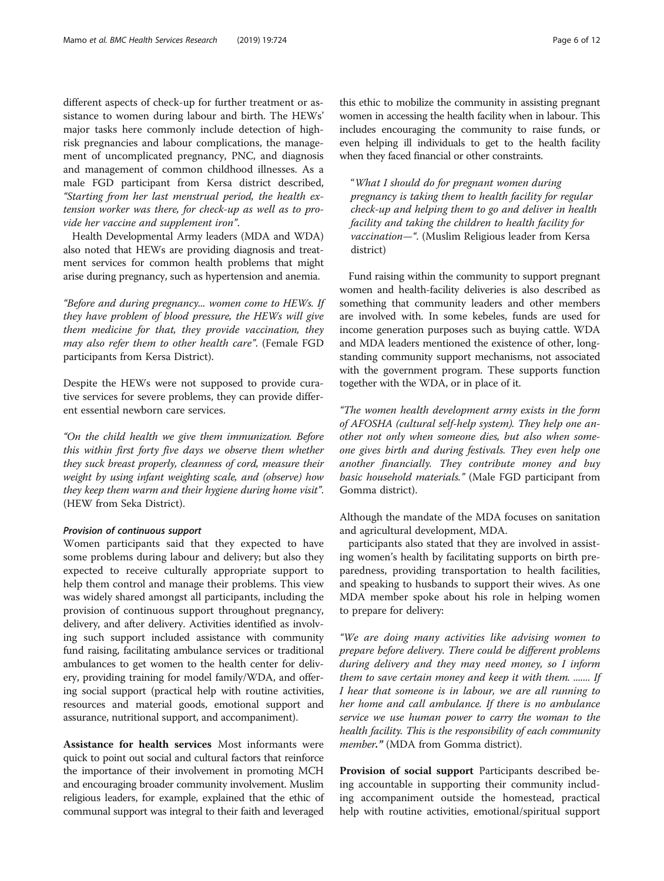different aspects of check-up for further treatment or assistance to women during labour and birth. The HEWs' major tasks here commonly include detection of high-risk pregnancies and labour complications, the management of uncomplicated pregnancy, PNC, and diagnosis and management of common childhood illnesses. As a male FGD participant from Kersa district described, *"Starting from her last menstrual period, the health extension worker was there, for check-up as well as to provide her vaccine and supplement iron"*.

Health Developmental Army leaders (MDA and WDA) also noted that HEWs are providing diagnosis and treatment services for common health problems that might arise during pregnancy, such as hypertension and anemia.

*"Before and during pregnancy... women come to HEWs. If they have problem of blood pressure, the HEWs will give them medicine for that, they provide vaccination, they may also refer them to other health care"*. (Female FGD participants from Kersa District).

Despite the HEWs were not supposed to provide curative services for severe problems, they can provide different essential newborn care services.

*"On the child health we give them immunization. Before this within first forty five days we observe them whether they suck breast properly, cleanness of cord, measure their weight by using infant weighting scale, and (observe) how they keep them warm and their hygiene during home visit"*. (HEW from Seka District).

#### *Provision of continuous support*

Women participants said that they expected to have some problems during labour and delivery; but also they expected to receive culturally appropriate support to help them control and manage their problems. This view was widely shared amongst all participants, including the provision of continuous support throughout pregnancy, delivery, and after delivery. Activities identified as involving such support included assistance with community fund raising, facilitating ambulance services or traditional ambulances to get women to the health center for delivery, providing training for model family/WDA, and offering social support (practical help with routine activities, resources and material goods, emotional support and assurance, nutritional support, and accompaniment).

**Assistance for health services** Most informants were quick to point out social and cultural factors that reinforce the importance of their involvement in promoting MCH and encouraging broader community involvement. Muslim religious leaders, for example, explained that the ethic of communal support was integral to their faith and leveraged this ethic to mobilize the community in assisting pregnant women in accessing the health facility when in labour. This includes encouraging the community to raise funds, or even helping ill individuals to get to the health facility when they faced financial or other constraints.

> "*What I should do for pregnant women during pregnancy is taking them to health facility for regular check-up and helping them to go and deliver in health facility and taking the children to health facility for vaccination—"*. (Muslim Religious leader from Kersa district)

Fund raising within the community to support pregnant women and health-facility deliveries is also described as something that community leaders and other members are involved with. In some kebeles, funds are used for income generation purposes such as buying cattle. WDA and MDA leaders mentioned the existence of other, long-standing community support mechanisms, not associated with the government program. These supports function together with the WDA, or in place of it.

*"The women health development army exists in the form of AFOSHA (cultural self-help system). They help one another not only when someone dies, but also when someone gives birth and during festivals. They even help one another financially. They contribute money and buy basic household materials."* (Male FGD participant from Gomma district).

Although the mandate of the MDA focuses on sanitation and agricultural development, MDA.

participants also stated that they are involved in assisting women's health by facilitating supports on birth preparedness, providing transportation to health facilities, and speaking to husbands to support their wives. As one MDA member spoke about his role in helping women to prepare for delivery:

*"We are doing many activities like advising women to prepare before delivery. There could be different problems during delivery and they may need money, so I inform them to save certain money and keep it with them. ....... If I hear that someone is in labour, we are all running to her home and call ambulance. If there is no ambulance service we use human power to carry the woman to the health facility. This is the responsibility of each community member."* (MDA from Gomma district).

**Provision of social support** Participants described being accountable in supporting their community including accompaniment outside the homestead, practical help with routine activities, emotional/spiritual support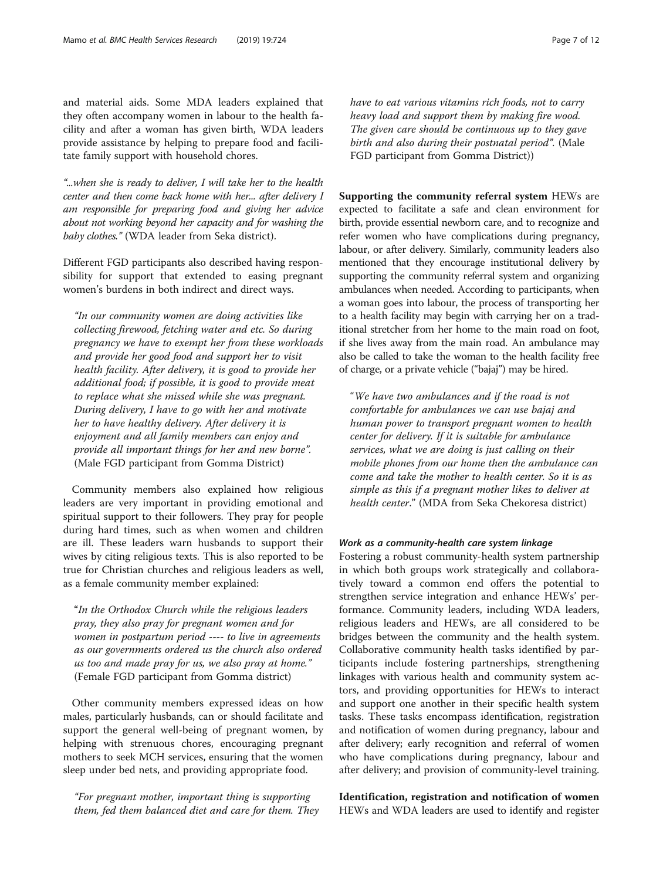and material aids. Some MDA leaders explained that they often accompany women in labour to the health facility and after a woman has given birth, WDA leaders provide assistance by helping to prepare food and facilitate family support with household chores.

*"...when she is ready to deliver, I will take her to the health center and then come back home with her... after delivery I am responsible for preparing food and giving her advice about not working beyond her capacity and for washing the baby clothes."* (WDA leader from Seka district).

Different FGD participants also described having responsibility for support that extended to easing pregnant women's burdens in both indirect and direct ways.

> *"In our community women are doing activities like collecting firewood, fetching water and etc. So during pregnancy we have to exempt her from these workloads and provide her good food and support her to visit health facility. After delivery, it is good to provide her additional food; if possible, it is good to provide meat to replace what she missed while she was pregnant. During delivery, I have to go with her and motivate her to have healthy delivery. After delivery it is enjoyment and all family members can enjoy and provide all important things for her and new borne".* (Male FGD participant from Gomma District)

Community members also explained how religious leaders are very important in providing emotional and spiritual support to their followers. They pray for people during hard times, such as when women and children are ill. These leaders warn husbands to support their wives by citing religious texts. This is also reported to be true for Christian churches and religious leaders as well, as a female community member explained:

> *"In the Orthodox Church while the religious leaders pray, they also pray for pregnant women and for women in postpartum period ---- to live in agreements as our governments ordered us the church also ordered us too and made pray for us, we also pray at home."* (Female FGD participant from Gomma district)

Other community members expressed ideas on how males, particularly husbands, can or should facilitate and support the general well-being of pregnant women, by helping with strenuous chores, encouraging pregnant mothers to seek MCH services, ensuring that the women sleep under bed nets, and providing appropriate food.

> *"For pregnant mother, important thing is supporting them, fed them balanced diet and care for them. They have to eat various vitamins rich foods, not to carry heavy load and support them by making fire wood. The given care should be continuous up to they gave birth and also during their postnatal period".* (Male FGD participant from Gomma District))

**Supporting the community referral system** HEWs are expected to facilitate a safe and clean environment for birth, provide essential newborn care, and to recognize and refer women who have complications during pregnancy, labour, or after delivery. Similarly, community leaders also mentioned that they encourage institutional delivery by supporting the community referral system and organizing ambulances when needed. According to participants, when a woman goes into labour, the process of transporting her to a health facility may begin with carrying her on a traditional stretcher from her home to the main road on foot, if she lives away from the main road. An ambulance may also be called to take the woman to the health facility free of charge, or a private vehicle ("bajaj") may be hired.

> *"We have two ambulances and if the road is not comfortable for ambulances we can use bajaj and human power to transport pregnant women to health center for delivery. If it is suitable for ambulance services, what we are doing is just calling on their mobile phones from our home then the ambulance can come and take the mother to health center. So it is as simple as this if a pregnant mother likes to deliver at health center."* (MDA from Seka Chekoresa district)

#### *Work as a community-health care system linkage*

Fostering a robust community-health system partnership in which both groups work strategically and collaboratively toward a common end offers the potential to strengthen service integration and enhance HEWs' performance. Community leaders, including WDA leaders, religious leaders and HEWs, are all considered to be bridges between the community and the health system. Collaborative community health tasks identified by participants include fostering partnerships, strengthening linkages with various health and community system actors, and providing opportunities for HEWs to interact and support one another in their specific health system tasks. These tasks encompass identification, registration and notification of women during pregnancy, labour and after delivery; early recognition and referral of women who have complications during pregnancy, labour and after delivery; and provision of community-level training.

**Identification, registration and notification of women** HEWs and WDA leaders are used to identify and register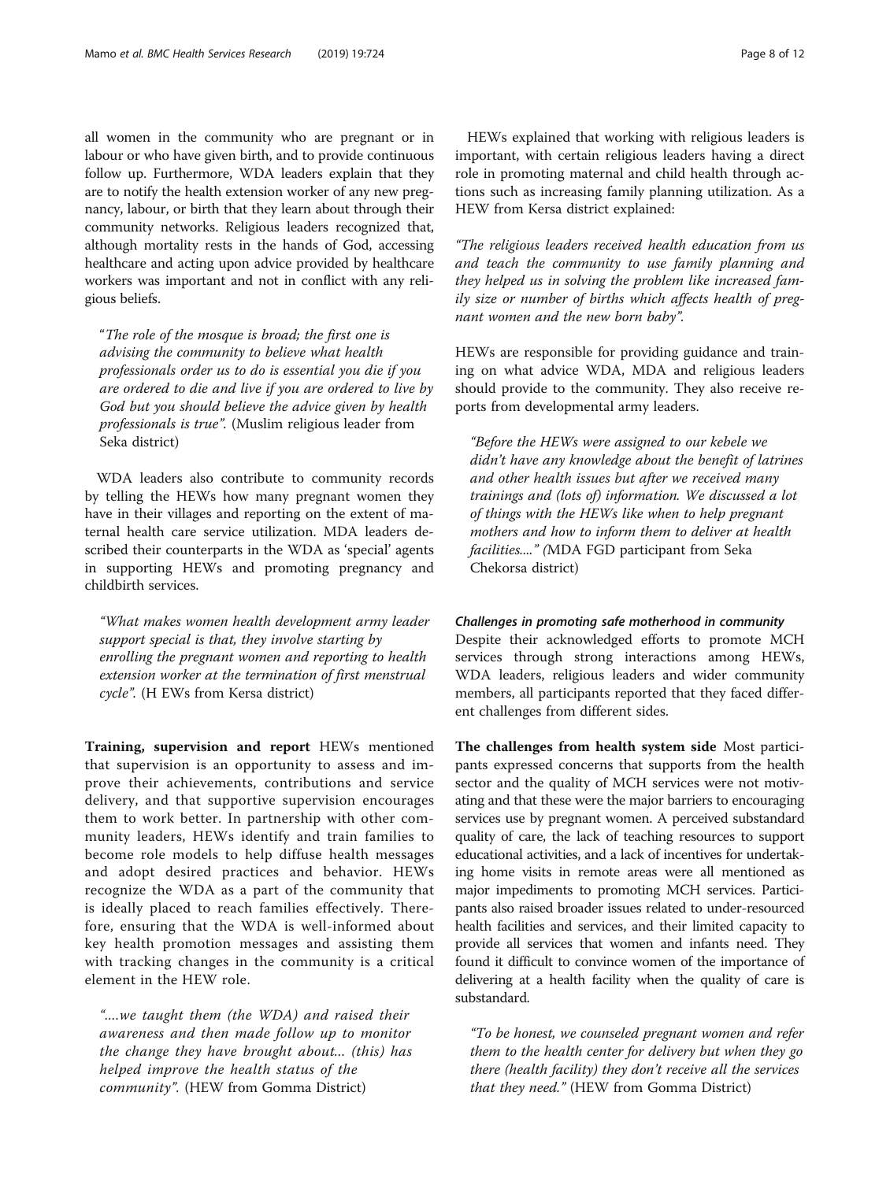all women in the community who are pregnant or in labour or who have given birth, and to provide continuous follow up. Furthermore, WDA leaders explain that they are to notify the health extension worker of any new pregnancy, labour, or birth that they learn about through their community networks. Religious leaders recognized that, although mortality rests in the hands of God, accessing healthcare and acting upon advice provided by healthcare workers was important and not in conflict with any religious beliefs.

> "*The role of the mosque is broad; the first one is advising the community to believe what health professionals order us to do is essential you die if you are ordered to die and live if you are ordered to live by God but you should believe the advice given by health professionals is true*". (Muslim religious leader from Seka district)

WDA leaders also contribute to community records by telling the HEWs how many pregnant women they have in their villages and reporting on the extent of maternal health care service utilization. MDA leaders described their counterparts in the WDA as 'special' agents in supporting HEWs and promoting pregnancy and childbirth services.

> "*What makes women health development army leader support special is that, they involve starting by enrolling the pregnant women and reporting to health extension worker at the termination of first menstrual cycle*". (H EWs from Kersa district)

**Training, supervision and report** HEWs mentioned that supervision is an opportunity to assess and improve their achievements, contributions and service delivery, and that supportive supervision encourages them to work better. In partnership with other community leaders, HEWs identify and train families to become role models to help diffuse health messages and adopt desired practices and behavior. HEWs recognize the WDA as a part of the community that is ideally placed to reach families effectively. Therefore, ensuring that the WDA is well-informed about key health promotion messages and assisting them with tracking changes in the community is a critical element in the HEW role.

> "*....we taught them (the WDA) and raised their awareness and then made follow up to monitor the change they have brought about... (this) has helped improve the health status of the community*". (HEW from Gomma District)

HEWs explained that working with religious leaders is important, with certain religious leaders having a direct role in promoting maternal and child health through actions such as increasing family planning utilization. As a HEW from Kersa district explained:

> "*The religious leaders received health education from us and teach the community to use family planning and they helped us in solving the problem like increased family size or number of births which affects health of pregnant women and the new born baby*".

HEWs are responsible for providing guidance and training on what advice WDA, MDA and religious leaders should provide to the community. They also receive reports from developmental army leaders.

> "*Before the HEWs were assigned to our kebele we didn't have any knowledge about the benefit of latrines and other health issues but after we received many trainings and (lots of) information. We discussed a lot of things with the HEWs like when to help pregnant mothers and how to inform them to deliver at health facilities....*" (MDA FGD participant from Seka Chekorsa district)

#### Challenges in promoting safe motherhood in community

Despite their acknowledged efforts to promote MCH services through strong interactions among HEWs, WDA leaders, religious leaders and wider community members, all participants reported that they faced different challenges from different sides.

**The challenges from health system side** Most participants expressed concerns that supports from the health sector and the quality of MCH services were not motivating and that these were the major barriers to encouraging services use by pregnant women. A perceived substandard quality of care, the lack of teaching resources to support educational activities, and a lack of incentives for undertaking home visits in remote areas were all mentioned as major impediments to promoting MCH services. Participants also raised broader issues related to under-resourced health facilities and services, and their limited capacity to provide all services that women and infants need. They found it difficult to convince women of the importance of delivering at a health facility when the quality of care is substandard.

> "*To be honest, we counseled pregnant women and refer them to the health center for delivery but when they go there (health facility) they don't receive all the services that they need.*" (HEW from Gomma District)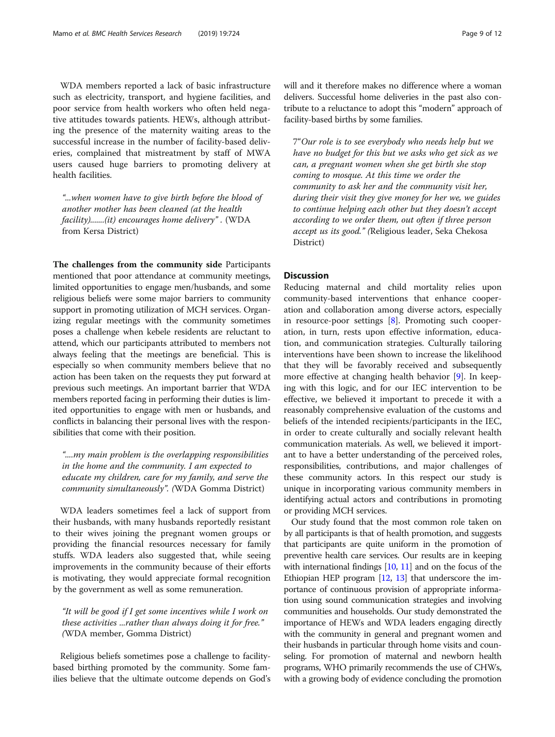WDA members reported a lack of basic infrastructure such as electricity, transport, and hygiene facilities, and poor service from health workers who often held negative attitudes towards patients. HEWs, although attributing the presence of the maternity waiting areas to the successful increase in the number of facility-based deliveries, complained that mistreatment by staff of MWA users caused huge barriers to promoting delivery at health facilities.

> *"...when women have to give birth before the blood of another mother has been cleaned (at the health facility).......(it) encourages home delivery"* . (WDA from Kersa District)

**The challenges from the community side** Participants mentioned that poor attendance at community meetings, limited opportunities to engage men/husbands, and some religious beliefs were some major barriers to community support in promoting utilization of MCH services. Organizing regular meetings with the community sometimes poses a challenge when kebele residents are reluctant to attend, which our participants attributed to members not always feeling that the meetings are beneficial. This is especially so when community members believe that no action has been taken on the requests they put forward at previous such meetings. An important barrier that WDA members reported facing in performing their duties is limited opportunities to engage with men or husbands, and conflicts in balancing their personal lives with the responsibilities that come with their position.

> *"....my main problem is the overlapping responsibilities in the home and the community. I am expected to educate my children, care for my family, and serve the community simultaneously". (*WDA Gomma District)

WDA leaders sometimes feel a lack of support from their husbands, with many husbands reportedly resistant to their wives joining the pregnant women groups or providing the financial resources necessary for family stuffs. WDA leaders also suggested that, while seeing improvements in the community because of their efforts is motivating, they would appreciate formal recognition by the government as well as some remuneration.

> *"It will be good if I get some incentives while I work on these activities ...rather than always doing it for free." (*WDA member, Gomma District)

Religious beliefs sometimes pose a challenge to facility-based birthing promoted by the community. Some families believe that the ultimate outcome depends on God's will and it therefore makes no difference where a woman delivers. Successful home deliveries in the past also contribute to a reluctance to adopt this "modern" approach of facility-based births by some families.

> 7*"Our role is to see everybody who needs help but we have no budget for this but we asks who get sick as we can, a pregnant women when she get birth she stop coming to mosque. At this time we order the community to ask her and the community visit her, during their visit they give money for her we, we guides to continue helping each other but they doesn't accept according to we order them, out often if three person accept us its good." (*Religious leader, Seka Chekosa District)

## Discussion

Reducing maternal and child mortality relies upon community-based interventions that enhance cooperation and collaboration among diverse actors, especially in resource-poor settings [8]. Promoting such cooperation, in turn, rests upon effective information, education, and communication strategies. Culturally tailoring interventions have been shown to increase the likelihood that they will be favorably received and subsequently more effective at changing health behavior [9]. In keeping with this logic, and for our IEC intervention to be effective, we believed it important to precede it with a reasonably comprehensive evaluation of the customs and beliefs of the intended recipients/participants in the IEC, in order to create culturally and socially relevant health communication materials. As well, we believed it important to have a better understanding of the perceived roles, responsibilities, contributions, and major challenges of these community actors. In this respect our study is unique in incorporating various community members in identifying actual actors and contributions in promoting or providing MCH services.

Our study found that the most common role taken on by all participants is that of health promotion, and suggests that participants are quite uniform in the promotion of preventive health care services. Our results are in keeping with international findings [10, 11] and on the focus of the Ethiopian HEP program [12, 13] that underscore the importance of continuous provision of appropriate information using sound communication strategies and involving communities and households. Our study demonstrated the importance of HEWs and WDA leaders engaging directly with the community in general and pregnant women and their husbands in particular through home visits and counseling. For promotion of maternal and newborn health programs, WHO primarily recommends the use of CHWs, with a growing body of evidence concluding the promotion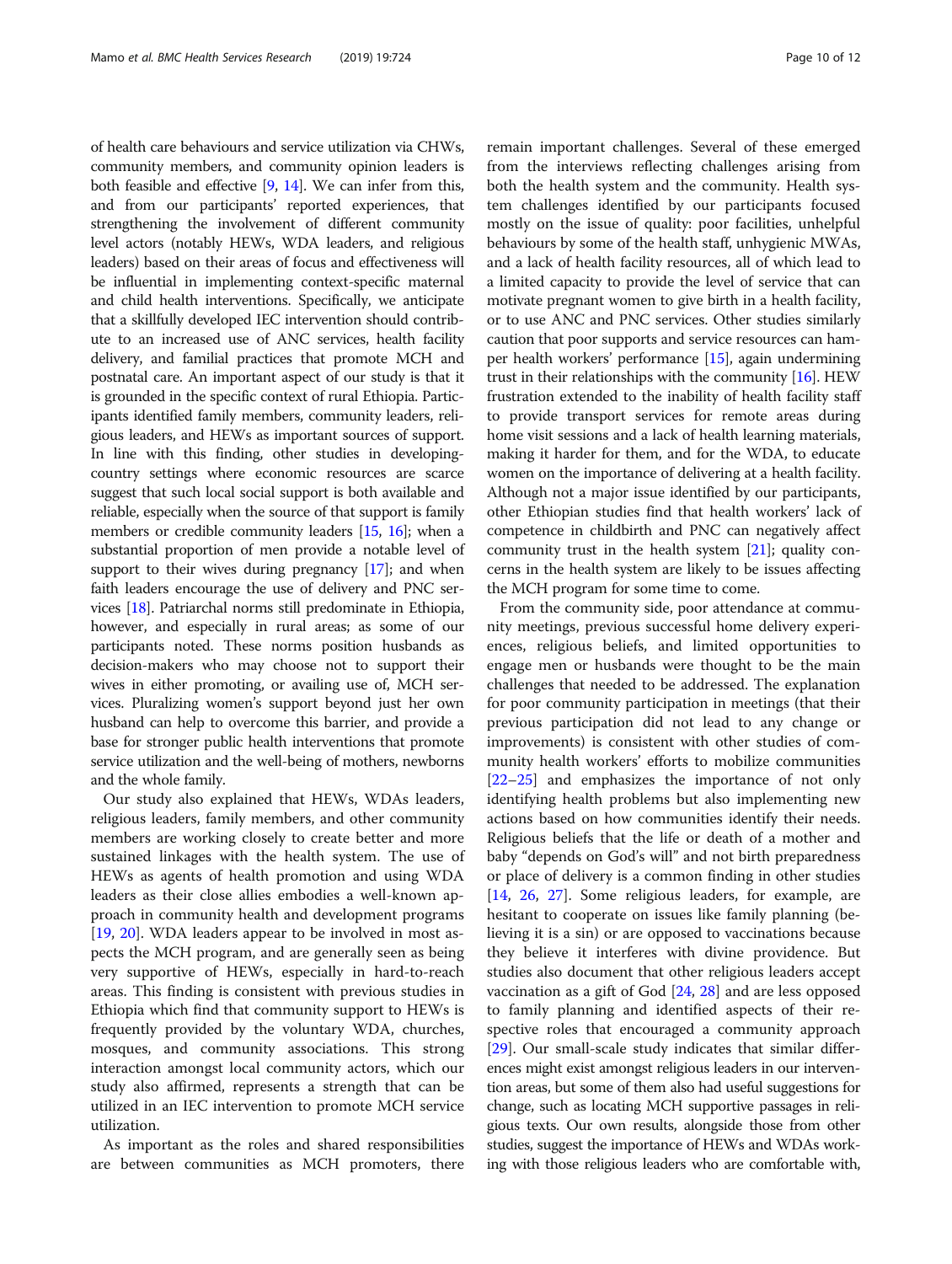of health care behaviours and service utilization via CHWs, community members, and community opinion leaders is both feasible and effective [9, 14]. We can infer from this, and from our participants' reported experiences, that strengthening the involvement of different community level actors (notably HEWs, WDA leaders, and religious leaders) based on their areas of focus and effectiveness will be influential in implementing context-specific maternal and child health interventions. Specifically, we anticipate that a skillfully developed IEC intervention should contribute to an increased use of ANC services, health facility delivery, and familial practices that promote MCH and postnatal care. An important aspect of our study is that it is grounded in the specific context of rural Ethiopia. Participants identified family members, community leaders, religious leaders, and HEWs as important sources of support. In line with this finding, other studies in developing-country settings where economic resources are scarce suggest that such local social support is both available and reliable, especially when the source of that support is family members or credible community leaders [15, 16]; when a substantial proportion of men provide a notable level of support to their wives during pregnancy [17]; and when faith leaders encourage the use of delivery and PNC services [18]. Patriarchal norms still predominate in Ethiopia, however, and especially in rural areas; as some of our participants noted. These norms position husbands as decision-makers who may choose not to support their wives in either promoting, or availing use of, MCH services. Pluralizing women's support beyond just her own husband can help to overcome this barrier, and provide a base for stronger public health interventions that promote service utilization and the well-being of mothers, newborns and the whole family.

Our study also explained that HEWs, WDAs leaders, religious leaders, family members, and other community members are working closely to create better and more sustained linkages with the health system. The use of HEWs as agents of health promotion and using WDA leaders as their close allies embodies a well-known approach in community health and development programs [19, 20]. WDA leaders appear to be involved in most aspects the MCH program, and are generally seen as being very supportive of HEWs, especially in hard-to-reach areas. This finding is consistent with previous studies in Ethiopia which find that community support to HEWs is frequently provided by the voluntary WDA, churches, mosques, and community associations. This strong interaction amongst local community actors, which our study also affirmed, represents a strength that can be utilized in an IEC intervention to promote MCH service utilization.

As important as the roles and shared responsibilities are between communities as MCH promoters, there remain important challenges. Several of these emerged from the interviews reflecting challenges arising from both the health system and the community. Health system challenges identified by our participants focused mostly on the issue of quality: poor facilities, unhelpful behaviours by some of the health staff, unhygienic MWAs, and a lack of health facility resources, all of which lead to a limited capacity to provide the level of service that can motivate pregnant women to give birth in a health facility, or to use ANC and PNC services. Other studies similarly caution that poor supports and service resources can hamper health workers' performance [15], again undermining trust in their relationships with the community [16]. HEW frustration extended to the inability of health facility staff to provide transport services for remote areas during home visit sessions and a lack of health learning materials, making it harder for them, and for the WDA, to educate women on the importance of delivering at a health facility. Although not a major issue identified by our participants, other Ethiopian studies find that health workers' lack of competence in childbirth and PNC can negatively affect community trust in the health system [21]; quality concerns in the health system are likely to be issues affecting the MCH program for some time to come.

From the community side, poor attendance at community meetings, previous successful home delivery experiences, religious beliefs, and limited opportunities to engage men or husbands were thought to be the main challenges that needed to be addressed. The explanation for poor community participation in meetings (that their previous participation did not lead to any change or improvements) is consistent with other studies of community health workers' efforts to mobilize communities [22–25] and emphasizes the importance of not only identifying health problems but also implementing new actions based on how communities identify their needs. Religious beliefs that the life or death of a mother and baby "depends on God's will" and not birth preparedness or place of delivery is a common finding in other studies [14, 26, 27]. Some religious leaders, for example, are hesitant to cooperate on issues like family planning (believing it is a sin) or are opposed to vaccinations because they believe it interferes with divine providence. But studies also document that other religious leaders accept vaccination as a gift of God [24, 28] and are less opposed to family planning and identified aspects of their respective roles that encouraged a community approach [29]. Our small-scale study indicates that similar differences might exist amongst religious leaders in our intervention areas, but some of them also had useful suggestions for change, such as locating MCH supportive passages in religious texts. Our own results, alongside those from other studies, suggest the importance of HEWs and WDAs working with those religious leaders who are comfortable with,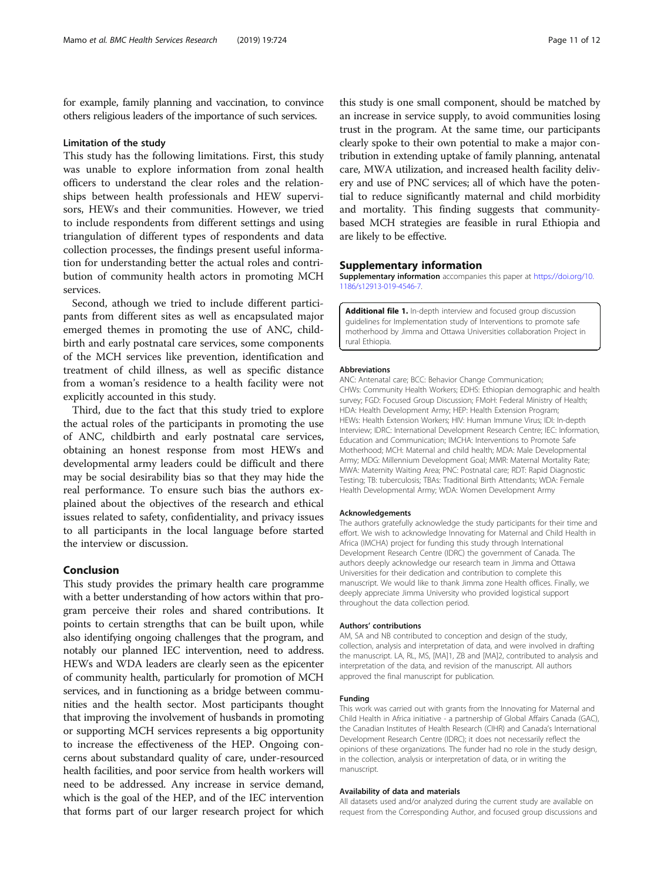for example, family planning and vaccination, to convince others religious leaders of the importance of such services.

### Limitation of the study

This study has the following limitations. First, this study was unable to explore information from zonal health officers to understand the clear roles and the relationships between health professionals and HEW supervisors, HEWs and their communities. However, we tried to include respondents from different settings and using triangulation of different types of respondents and data collection processes, the findings present useful information for understanding better the actual roles and contribution of community health actors in promoting MCH services.

Second, athough we tried to include different participants from different sites as well as encapsulated major emerged themes in promoting the use of ANC, childbirth and early postnatal care services, some components of the MCH services like prevention, identification and treatment of child illness, as well as specific distance from a woman's residence to a health facility were not explicitly accounted in this study.

Third, due to the fact that this study tried to explore the actual roles of the participants in promoting the use of ANC, childbirth and early postnatal care services, obtaining an honest response from most HEWs and developmental army leaders could be difficult and there may be social desirability bias so that they may hide the real performance. To ensure such bias the authors explained about the objectives of the research and ethical issues related to safety, confidentiality, and privacy issues to all participants in the local language before started the interview or discussion.

## Conclusion

This study provides the primary health care programme with a better understanding of how actors within that program perceive their roles and shared contributions. It points to certain strengths that can be built upon, while also identifying ongoing challenges that the program, and notably our planned IEC intervention, need to address. HEWs and WDA leaders are clearly seen as the epicenter of community health, particularly for promotion of MCH services, and in functioning as a bridge between communities and the health sector. Most participants thought that improving the involvement of husbands in promoting or supporting MCH services represents a big opportunity to increase the effectiveness of the HEP. Ongoing concerns about substandard quality of care, under-resourced health facilities, and poor service from health workers will need to be addressed. Any increase in service demand, which is the goal of the HEP, and of the IEC intervention that forms part of our larger research project for which this study is one small component, should be matched by an increase in service supply, to avoid communities losing trust in the program. At the same time, our participants clearly spoke to their own potential to make a major contribution in extending uptake of family planning, antenatal care, MWA utilization, and increased health facility delivery and use of PNC services; all of which have the potential to reduce significantly maternal and child morbidity and mortality. This finding suggests that community-based MCH strategies are feasible in rural Ethiopia and are likely to be effective.

## Supplementary information

**Supplementary information** accompanies this paper at https://doi.org/10.1186/s12913-019-4546-7.

**Additional file 1.** In-depth interview and focused group discussion guidelines for Implementation study of Interventions to promote safe motherhood by Jimma and Ottawa Universities collaboration Project in rural Ethiopia.

#### Abbreviations

ANC: Antenatal care; BCC: Behavior Change Communication; CHWs: Community Health Workers; EDHS: Ethiopian demographic and health survey; FGD: Focused Group Discussion; FMoH: Federal Ministry of Health; HDA: Health Development Army; HEP: Health Extension Program; HEWs: Health Extension Workers; HIV: Human Immune Virus; IDI: In-depth Interview; IDRC: International Development Research Centre; IEC: Information, Education and Communication; IMCHA: Interventions to Promote Safe Motherhood; MCH: Maternal and child health; MDA: Male Developmental Army; MDG: Millennium Development Goal; MMR: Maternal Mortality Rate; MWA: Maternity Waiting Area; PNC: Postnatal care; RDT: Rapid Diagnostic Testing; TB: tuberculosis; TBAs: Traditional Birth Attendants; WDA: Female Health Developmental Army; WDA: Women Development Army

#### Acknowledgements

The authors gratefully acknowledge the study participants for their time and effort. We wish to acknowledge Innovating for Maternal and Child Health in Africa (IMCHA) project for funding this study through International Development Research Centre (IDRC) the government of Canada. The authors deeply acknowledge our research team in Jimma and Ottawa Universities for their dedication and contribution to complete this manuscript. We would like to thank Jimma zone Health offices. Finally, we deeply appreciate Jimma University who provided logistical support throughout the data collection period.

#### Authors' contributions

AM, SA and NB contributed to conception and design of the study, collection, analysis and interpretation of data, and were involved in drafting the manuscript. LA, RL, MS, [MA]1, ZB and [MA]2, contributed to analysis and interpretation of the data, and revision of the manuscript. All authors approved the final manuscript for publication.

#### Funding

This work was carried out with grants from the Innovating for Maternal and Child Health in Africa initiative - a partnership of Global Affairs Canada (GAC), the Canadian Institutes of Health Research (CIHR) and Canada's International Development Research Centre (IDRC); it does not necessarily reflect the opinions of these organizations. The funder had no role in the study design, in the collection, analysis or interpretation of data, or in writing the manuscript.

#### Availability of data and materials

All datasets used and/or analyzed during the current study are available on request from the Corresponding Author, and focused group discussions and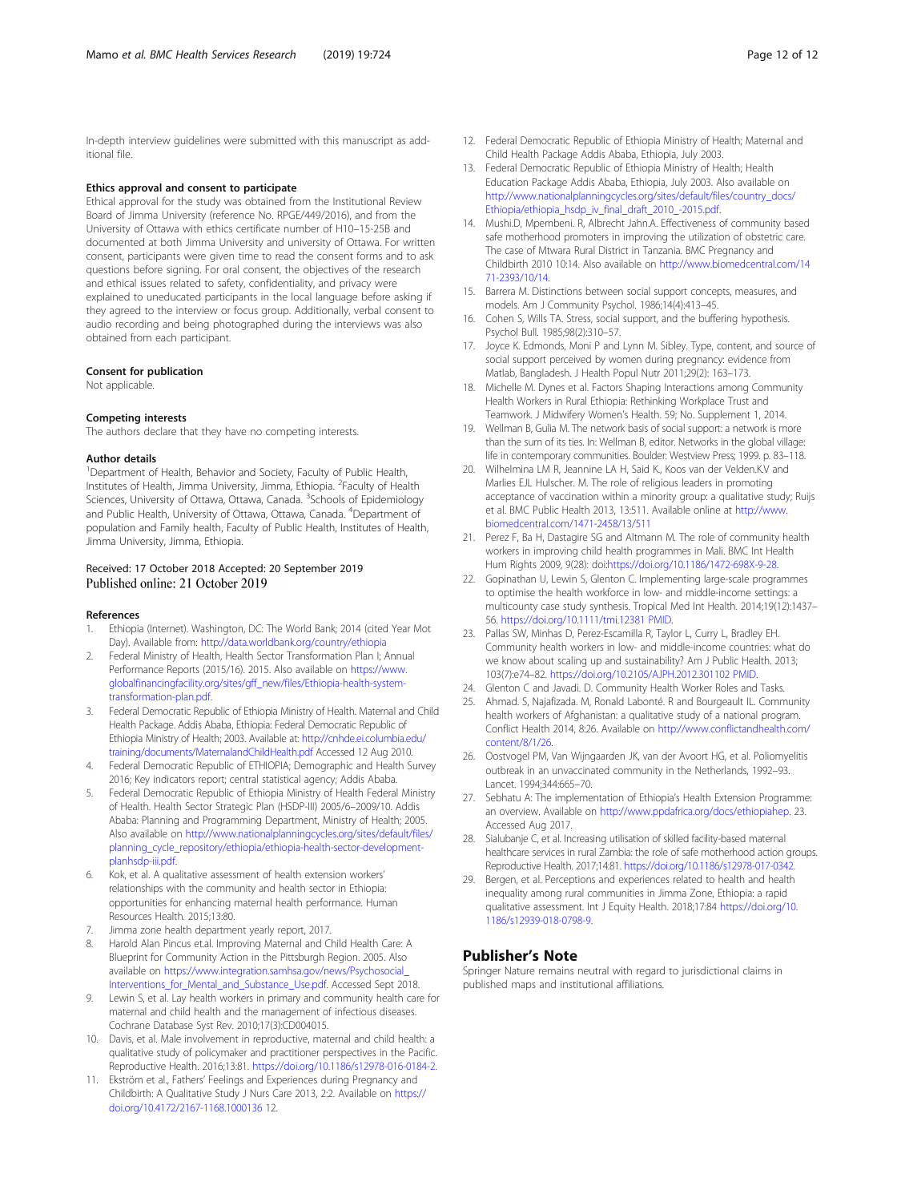In-depth interview guidelines were submitted with this manuscript as additional file.

### Ethics approval and consent to participate

Ethical approval for the study was obtained from the Institutional Review Board of Jimma University (reference No. RPGE/449/2016), and from the University of Ottawa with ethics certificate number of H10–15-25B and documented at both Jimma University and university of Ottawa. For written consent, participants were given time to read the consent forms and to ask questions before signing. For oral consent, the objectives of the research and ethical issues related to safety, confidentiality, and privacy were explained to uneducated participants in the local language before asking if they agreed to the interview or focus group. Additionally, verbal consent to audio recording and being photographed during the interviews was also obtained from each participant.

### Consent for publication

Not applicable.

### Competing interests

The authors declare that they have no competing interests.

### Author details

[1]Department of Health, Behavior and Society, Faculty of Public Health, Institutes of Health, Jimma University, Jimma, Ethiopia. [2]Faculty of Health Sciences, University of Ottawa, Ottawa, Canada. [3]Schools of Epidemiology and Public Health, University of Ottawa, Ottawa, Canada. [4]Department of population and Family health, Faculty of Public Health, Institutes of Health, Jimma University, Jimma, Ethiopia.

Received: 17 October 2018 Accepted: 20 September 2019
Published online: 21 October 2019

### References

1. Ethiopia (Internet). Washington, DC: The World Bank; 2014 (cited Year Mot Day). Available from: http://data.worldbank.org/country/ethiopia
2. Federal Ministry of Health, Health Sector Transformation Plan I; Annual Performance Reports (2015/16). 2015. Also available on https://www.globalfinancingfacility.org/sites/gff_new/files/Ethiopia-health-system-transformation-plan.pdf.
3. Federal Democratic Republic of Ethiopia Ministry of Health. Maternal and Child Health Package. Addis Ababa, Ethiopia: Federal Democratic Republic of Ethiopia Ministry of Health; 2003. Available at: http://cnhde.ei.columbia.edu/training/documents/MaternalandChildHealth.pdf Accessed 12 Aug 2010.
4. Federal Democratic Republic of ETHIOPIA; Demographic and Health Survey 2016; Key indicators report; central statistical agency; Addis Ababa.
5. Federal Democratic Republic of Ethiopia Ministry of Health Federal Ministry of Health. Health Sector Strategic Plan (HSDP-III) 2005/6–2009/10. Addis Ababa: Planning and Programming Department, Ministry of Health; 2005. Also available on http://www.nationalplanningcycles.org/sites/default/files/planning_cycle_repository/ethiopia/ethiopia-health-sector-development-planhsdp-iii.pdf.
6. Kok, et al. A qualitative assessment of health extension workers' relationships with the community and health sector in Ethiopia: opportunities for enhancing maternal health performance. Human Resources Health. 2015;13:80.
7. Jimma zone health department yearly report, 2017.
8. Harold Alan Pincus et.al. Improving Maternal and Child Health Care: A Blueprint for Community Action in the Pittsburgh Region. 2005. Also available on https://www.integration.samhsa.gov/news/Psychosocial_Interventions_for_Mental_and_Substance_Use.pdf. Accessed Sept 2018.
9. Lewin S, et al. Lay health workers in primary and community health care for maternal and child health and the management of infectious diseases. Cochrane Database Syst Rev. 2010;17(3):CD004015.
10. Davis, et al. Male involvement in reproductive, maternal and child health: a qualitative study of policymaker and practitioner perspectives in the Pacific. Reproductive Health. 2016;13:81. https://doi.org/10.1186/s12978-016-0184-2.
11. Ekström et al., Fathers' Feelings and Experiences during Pregnancy and Childbirth: A Qualitative Study J Nurs Care 2013, 2:2. Available on https://doi.org/10.4172/2167-1168.1000136 12.
12. Federal Democratic Republic of Ethiopia Ministry of Health; Maternal and Child Health Package Addis Ababa, Ethiopia, July 2003.
13. Federal Democratic Republic of Ethiopia Ministry of Health; Health Education Package Addis Ababa, Ethiopia, July 2003. Also available on http://www.nationalplanningcycles.org/sites/default/files/country_docs/Ethiopia/ethiopia_hsdp_iv_final_draft_2010_-2015.pdf.
14. Mushi.D, Mpembeni. R, Albrecht Jahn.A. Effectiveness of community based safe motherhood promoters in improving the utilization of obstetric care. The case of Mtwara Rural District in Tanzania. BMC Pregnancy and Childbirth 2010 10:14. Also available on http://www.biomedcentral.com/1471-2393/10/14.
15. Barrera M. Distinctions between social support concepts, measures, and models. Am J Community Psychol. 1986;14(4):413–45.
16. Cohen S, Wills TA. Stress, social support, and the buffering hypothesis. Psychol Bull. 1985;98(2):310–57.
17. Joyce K. Edmonds, Moni P and Lynn M. Sibley. Type, content, and source of social support perceived by women during pregnancy: evidence from Matlab, Bangladesh. J Health Popul Nutr 2011;29(2): 163–173.
18. Michelle M. Dynes et al. Factors Shaping Interactions among Community Health Workers in Rural Ethiopia: Rethinking Workplace Trust and Teamwork. J Midwifery Women's Health. 59; No. Supplement 1, 2014.
19. Wellman B, Gulia M. The network basis of social support: a network is more than the sum of its ties. In: Wellman B, editor. Networks in the global village: life in contemporary communities. Boulder: Westview Press; 1999. p. 83–118.
20. Wilhelmina LM R, Jeannine LA H, Said K., Koos van der Velden.K.V and Marlies EJL Hulscher. M. The role of religious leaders in promoting acceptance of vaccination within a minority group: a qualitative study; Ruijs et al. BMC Public Health 2013, 13:511. Available online at http://www.biomedcentral.com/1471-2458/13/511
21. Perez F, Ba H, Dastagire SG and Altmann M. The role of community health workers in improving child health programmes in Mali. BMC Int Health Hum Rights 2009, 9(28): doi:https://doi.org/10.1186/1472-698X-9-28.
22. Gopinathan U, Lewin S, Glenton C. Implementing large-scale programmes to optimise the health workforce in low- and middle-income settings: a multicounty case study synthesis. Tropical Med Int Health. 2014;19(12):1437–56. https://doi.org/10.1111/tmi.12381 PMID.
23. Pallas SW, Minhas D, Perez-Escamilla R, Taylor L, Curry L, Bradley EH. Community health workers in low- and middle-income countries: what do we know about scaling up and sustainability? Am J Public Health. 2013; 103(7):e74–82. https://doi.org/10.2105/AJPH.2012.301102 PMID.
24. Glenton C and Javadi. D. Community Health Worker Roles and Tasks.
25. Ahmad. S, Najafizada. M, Ronald Labonté. R and Bourgeault IL. Community health workers of Afghanistan: a qualitative study of a national program. Conflict Health 2014, 8:26. Available on http://www.conflictandhealth.com/content/8/1/26.
26. Oostvogel PM, Van Wijngaarden JK, van der Avoort HG, et al. Poliomyelitis outbreak in an unvaccinated community in the Netherlands, 1992–93. Lancet. 1994;344:665–70.
27. Sebhatu A: The implementation of Ethiopia's Health Extension Programme: an overview. Available on http://www.ppdafrica.org/docs/ethiopiahep. 23. Accessed Aug 2017.
28. Sialubanje C, et al. Increasing utilisation of skilled facility-based maternal healthcare services in rural Zambia: the role of safe motherhood action groups. Reproductive Health. 2017;14:81. https://doi.org/10.1186/s12978-017-0342.
29. Bergen, et al. Perceptions and experiences related to health and health inequality among rural communities in Jimma Zone, Ethiopia: a rapid qualitative assessment. Int J Equity Health. 2018;17:84 https://doi.org/10.1186/s12939-018-0798-9.

## Publisher's Note

Springer Nature remains neutral with regard to jurisdictional claims in published maps and institutional affiliations.